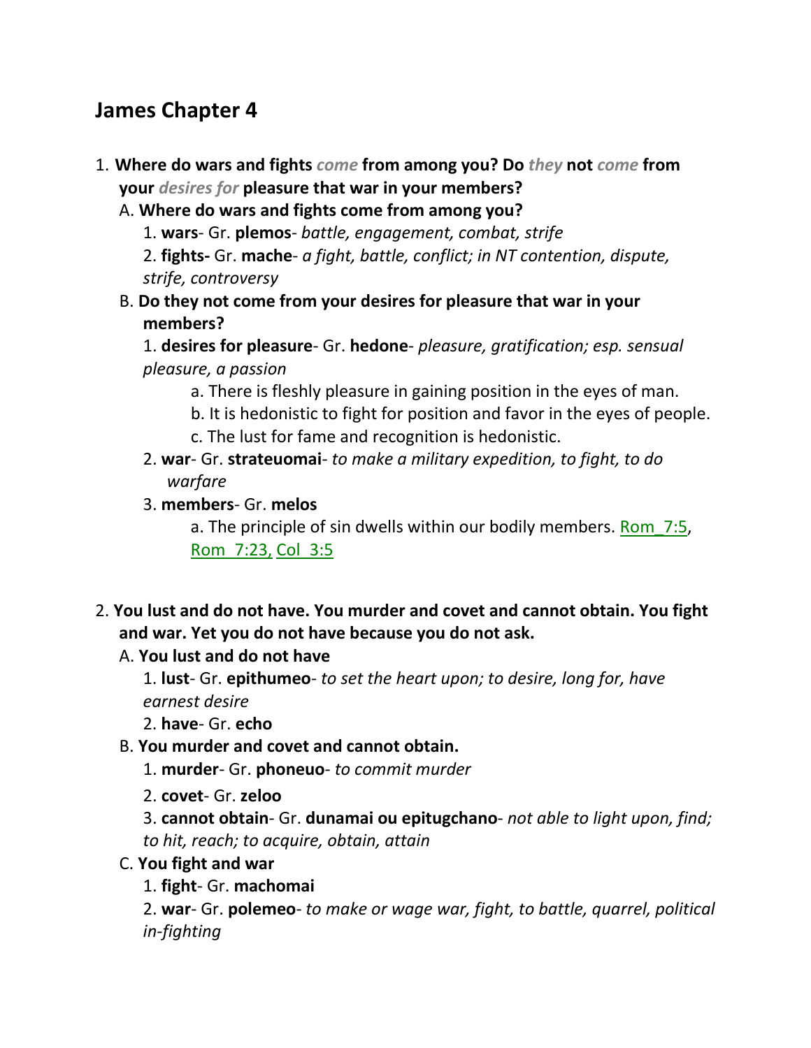# James Chapter 4

1. **Where do wars and fights** ***come*** **from among you? Do** ***they*** **not** ***come*** **from your** ***desires for*** **pleasure that war in your members?**
   A. **Where do wars and fights come from among you?**
      1. **wars**- Gr. **plemos**- *battle, engagement, combat, strife*
      2. **fights-** Gr. **mache**- *a fight, battle, conflict; in NT contention, dispute, strife, controversy*
   B. **Do they not come from your desires for pleasure that war in your members?**
      1. **desires for pleasure**- Gr. **hedone**- *pleasure, gratification; esp. sensual pleasure, a passion*
         a. There is fleshly pleasure in gaining position in the eyes of man.
         b. It is hedonistic to fight for position and favor in the eyes of people.
         c. The lust for fame and recognition is hedonistic.
      2. **war**- Gr. **strateuomai**- *to make a military expedition, to fight, to do warfare*
      3. **members**- Gr. **melos**
         a. The principle of sin dwells within our bodily members. Rom_7:5, Rom_7:23, Col_3:5

2. **You lust and do not have. You murder and covet and cannot obtain. You fight and war. Yet you do not have because you do not ask.**
   A. **You lust and do not have**
      1. **lust**- Gr. **epithumeo**- *to set the heart upon; to desire, long for, have earnest desire*
      2. **have**- Gr. **echo**
   B. **You murder and covet and cannot obtain.**
      1. **murder**- Gr. **phoneuo**- *to commit murder*
      2. **covet**- Gr. **zeloo**
      3. **cannot obtain**- Gr. **dunamai ou epitugchano**- *not able to light upon, find; to hit, reach; to acquire, obtain, attain*
   C. **You fight and war**
      1. **fight**- Gr. **machomai**
      2. **war**- Gr. **polemeo**- *to make or wage war, fight, to battle, quarrel, political in-fighting*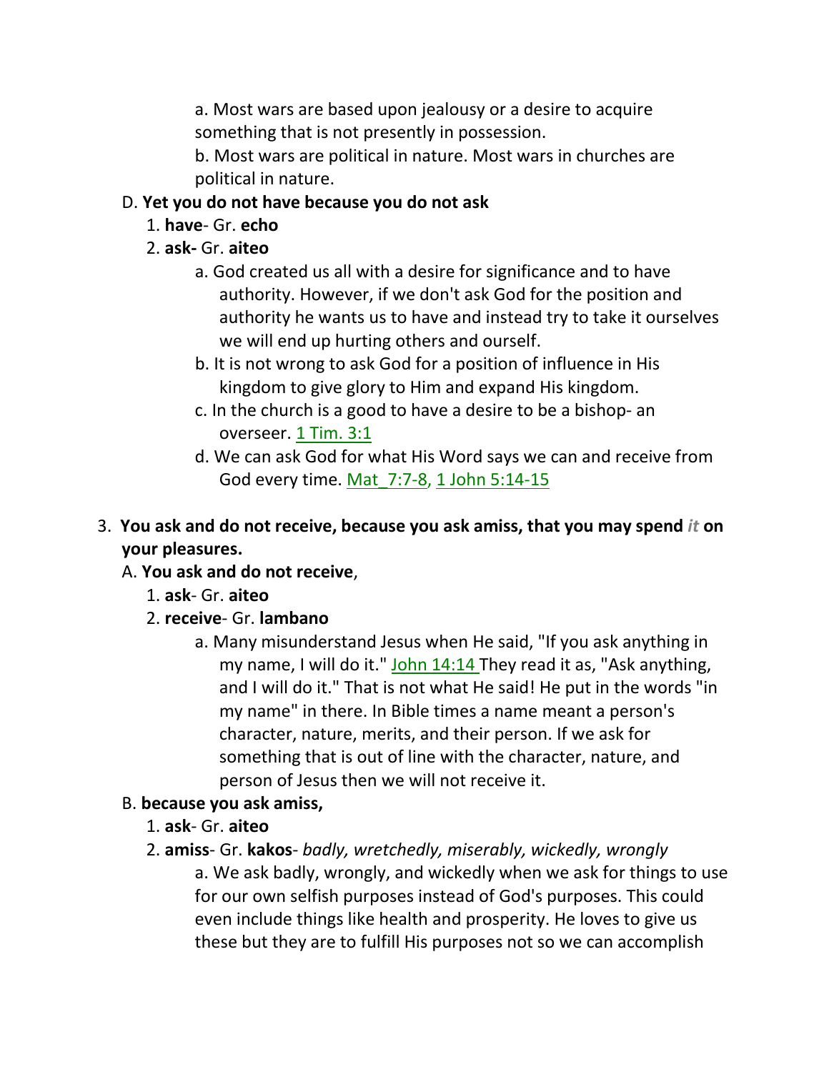a. Most wars are based upon jealousy or a desire to acquire something that is not presently in possession.

b. Most wars are political in nature. Most wars in churches are political in nature.

D. **Yet you do not have because you do not ask**

1. **have**- Gr. **echo**
2. **ask-** Gr. **aiteo**

a. God created us all with a desire for significance and to have authority. However, if we don't ask God for the position and authority he wants us to have and instead try to take it ourselves we will end up hurting others and ourself.

b. It is not wrong to ask God for a position of influence in His kingdom to give glory to Him and expand His kingdom.

c. In the church is a good to have a desire to be a bishop- an overseer. 1 Tim. 3:1

d. We can ask God for what His Word says we can and receive from God every time. Mat_7:7-8, 1 John 5:14-15

3. **You ask and do not receive, because you ask amiss, that you may spend *it* on your pleasures.**

A. **You ask and do not receive**,

1. **ask**- Gr. **aiteo**
2. **receive**- Gr. **lambano**

a. Many misunderstand Jesus when He said, "If you ask anything in my name, I will do it." John 14:14 They read it as, "Ask anything, and I will do it." That is not what He said! He put in the words "in my name" in there. In Bible times a name meant a person's character, nature, merits, and their person. If we ask for something that is out of line with the character, nature, and person of Jesus then we will not receive it.

B. **because you ask amiss,**

1. **ask**- Gr. **aiteo**
2. **amiss**- Gr. **kakos**- *badly, wretchedly, miserably, wickedly, wrongly*

a. We ask badly, wrongly, and wickedly when we ask for things to use for our own selfish purposes instead of God's purposes. This could even include things like health and prosperity. He loves to give us these but they are to fulfill His purposes not so we can accomplish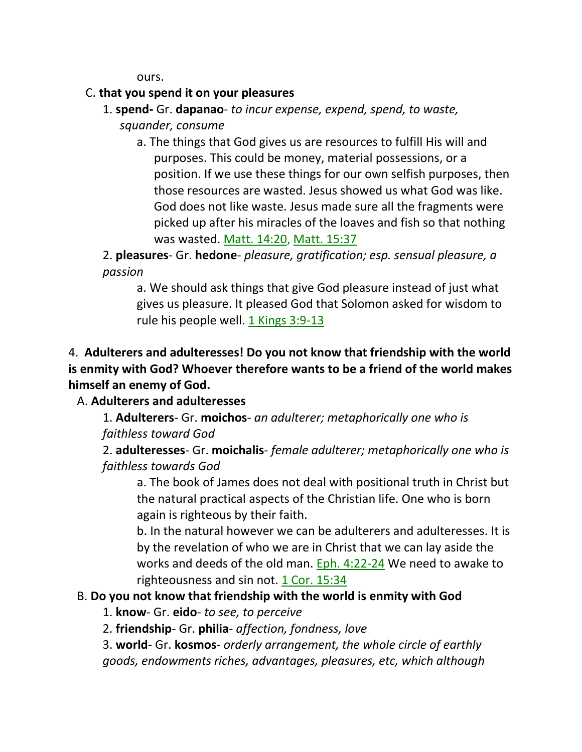ours.

C. **that you spend it on your pleasures**

1. **spend-** Gr. **dapanao**- *to incur expense, expend, spend, to waste, squander, consume*

a. The things that God gives us are resources to fulfill His will and purposes. This could be money, material possessions, or a position. If we use these things for our own selfish purposes, then those resources are wasted. Jesus showed us what God was like. God does not like waste. Jesus made sure all the fragments were picked up after his miracles of the loaves and fish so that nothing was wasted. Matt. 14:20, Matt. 15:37

2. **pleasures**- Gr. **hedone**- *pleasure, gratification; esp. sensual pleasure, a passion*

a. We should ask things that give God pleasure instead of just what gives us pleasure. It pleased God that Solomon asked for wisdom to rule his people well. 1 Kings 3:9-13

4. **Adulterers and adulteresses! Do you not know that friendship with the world is enmity with God? Whoever therefore wants to be a friend of the world makes himself an enemy of God.**

A. **Adulterers and adulteresses**

1. **Adulterers**- Gr. **moichos**- *an adulterer; metaphorically one who is faithless toward God*

2. **adulteresses**- Gr. **moichalis**- *female adulterer; metaphorically one who is faithless towards God*

a. The book of James does not deal with positional truth in Christ but the natural practical aspects of the Christian life. One who is born again is righteous by their faith.

b. In the natural however we can be adulterers and adulteresses. It is by the revelation of who we are in Christ that we can lay aside the works and deeds of the old man. Eph. 4:22-24 We need to awake to righteousness and sin not. 1 Cor. 15:34

B. **Do you not know that friendship with the world is enmity with God**

1. **know**- Gr. **eido**- *to see, to perceive*

2. **friendship**- Gr. **philia**- *affection, fondness, love*

3. **world**- Gr. **kosmos**- *orderly arrangement, the whole circle of earthly goods, endowments riches, advantages, pleasures, etc, which although*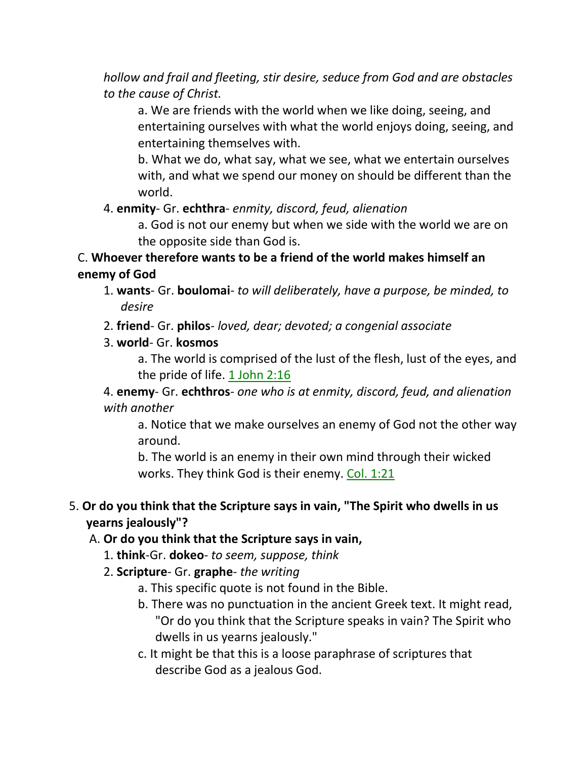*hollow and frail and fleeting, stir desire, seduce from God and are obstacles to the cause of Christ.*

a. We are friends with the world when we like doing, seeing, and entertaining ourselves with what the world enjoys doing, seeing, and entertaining themselves with.

b. What we do, what say, what we see, what we entertain ourselves with, and what we spend our money on should be different than the world.

4. **enmity**- Gr. **echthra**- *enmity, discord, feud, alienation*

a. God is not our enemy but when we side with the world we are on the opposite side than God is.

C. **Whoever therefore wants to be a friend of the world makes himself an enemy of God**

1. **wants**- Gr. **boulomai**- *to will deliberately, have a purpose, be minded, to desire*

2. **friend**- Gr. **philos**- *loved, dear; devoted; a congenial associate*

3. **world**- Gr. **kosmos**

a. The world is comprised of the lust of the flesh, lust of the eyes, and the pride of life. 1 John 2:16

4. **enemy**- Gr. **echthros**- *one who is at enmity, discord, feud, and alienation with another*

a. Notice that we make ourselves an enemy of God not the other way around.

b. The world is an enemy in their own mind through their wicked works. They think God is their enemy. Col. 1:21

5. **Or do you think that the Scripture says in vain, "The Spirit who dwells in us yearns jealously"?**

A. **Or do you think that the Scripture says in vain,**

1. **think**-Gr. **dokeo**- *to seem, suppose, think*

2. **Scripture**- Gr. **graphe**- *the writing*

a. This specific quote is not found in the Bible.

b. There was no punctuation in the ancient Greek text. It might read, "Or do you think that the Scripture speaks in vain? The Spirit who dwells in us yearns jealously."

c. It might be that this is a loose paraphrase of scriptures that describe God as a jealous God.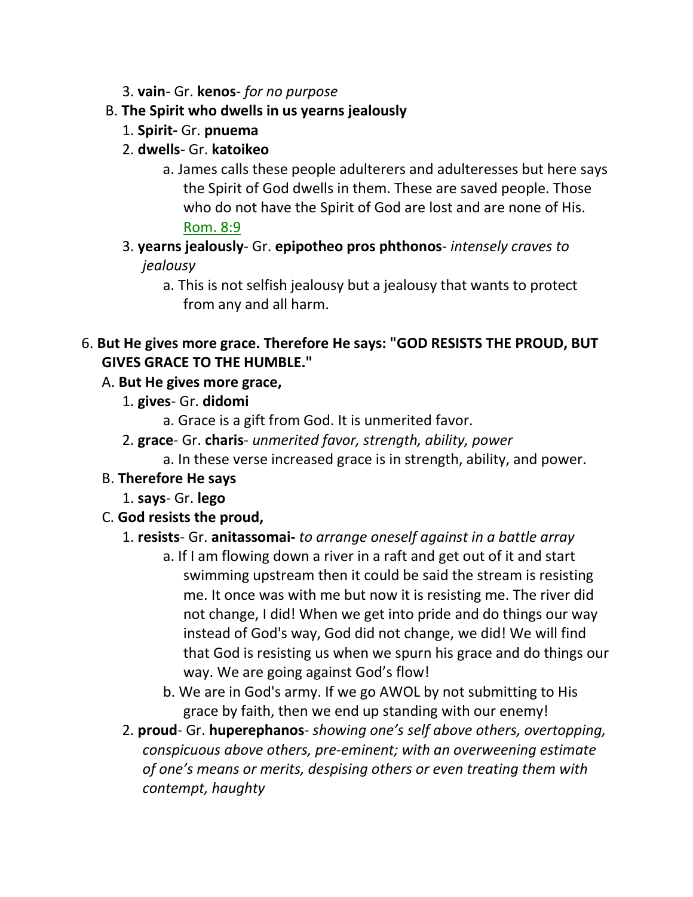3. **vain**- Gr. **kenos**- *for no purpose*

B. **The Spirit who dwells in us yearns jealously**

1. **Spirit-** Gr. **pnuema**
2. **dwells**- Gr. **katoikeo**
    a. James calls these people adulterers and adulteresses but here says the Spirit of God dwells in them. These are saved people. Those who do not have the Spirit of God are lost and are none of His. Rom. 8:9
3. **yearns jealously**- Gr. **epipotheo pros phthonos**- *intensely craves to jealousy*
    a. This is not selfish jealousy but a jealousy that wants to protect from any and all harm.

6. **But He gives more grace. Therefore He says: "GOD RESISTS THE PROUD, BUT GIVES GRACE TO THE HUMBLE."**

A. **But He gives more grace,**

1. **gives**- Gr. **didomi**
    a. Grace is a gift from God. It is unmerited favor.
2. **grace**- Gr. **charis**- *unmerited favor, strength, ability, power*
    a. In these verse increased grace is in strength, ability, and power.

B. **Therefore He says**

1. **says**- Gr. **lego**

C. **God resists the proud,**

1. **resists**- Gr. **anitassomai-** *to arrange oneself against in a battle array*
    a. If I am flowing down a river in a raft and get out of it and start swimming upstream then it could be said the stream is resisting me. It once was with me but now it is resisting me. The river did not change, I did! When we get into pride and do things our way instead of God's way, God did not change, we did! We will find that God is resisting us when we spurn his grace and do things our way. We are going against God's flow!
    b. We are in God's army. If we go AWOL by not submitting to His grace by faith, then we end up standing with our enemy!
2. **proud**- Gr. **huperephanos**- *showing one's self above others, overtopping, conspicuous above others, pre-eminent; with an overweening estimate of one's means or merits, despising others or even treating them with contempt, haughty*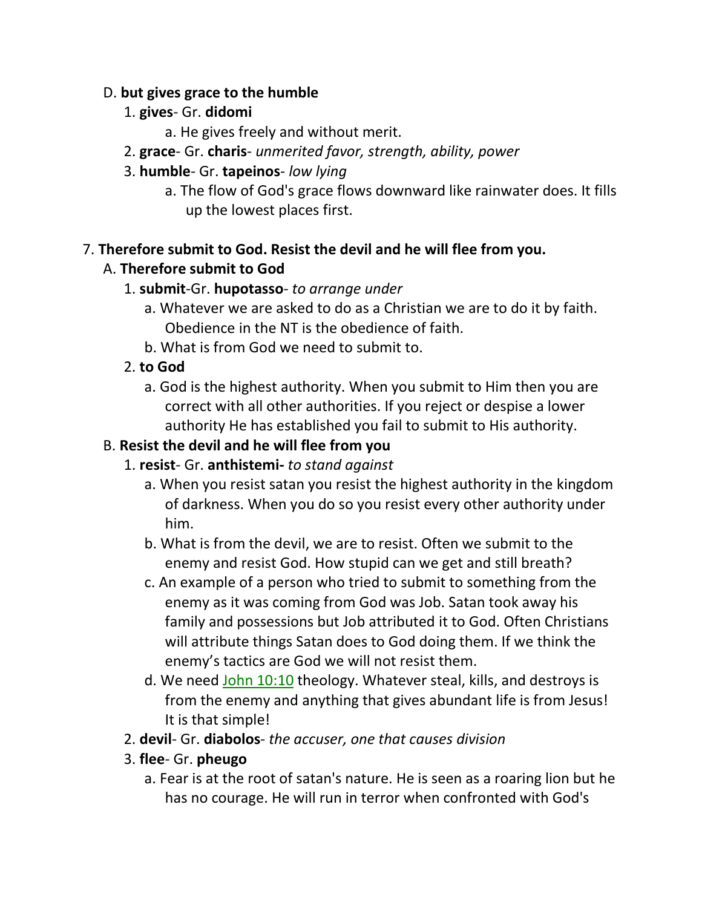D. **but gives grace to the humble**

1. **gives**- Gr. **didomi**
    a. He gives freely and without merit.
2. **grace**- Gr. **charis**- *unmerited favor, strength, ability, power*
3. **humble**- Gr. **tapeinos**- *low lying*
    a. The flow of God's grace flows downward like rainwater does. It fills up the lowest places first.

7. **Therefore submit to God. Resist the devil and he will flee from you.**

A. **Therefore submit to God**

1. **submit**-Gr. **hupotasso**- *to arrange under*
    a. Whatever we are asked to do as a Christian we are to do it by faith. Obedience in the NT is the obedience of faith.
    b. What is from God we need to submit to.
2. **to God**
    a. God is the highest authority. When you submit to Him then you are correct with all other authorities. If you reject or despise a lower authority He has established you fail to submit to His authority.

B. **Resist the devil and he will flee from you**

1. **resist**- Gr. **anthistemi-** *to stand against*
    a. When you resist satan you resist the highest authority in the kingdom of darkness. When you do so you resist every other authority under him.
    b. What is from the devil, we are to resist. Often we submit to the enemy and resist God. How stupid can we get and still breath?
    c. An example of a person who tried to submit to something from the enemy as it was coming from God was Job. Satan took away his family and possessions but Job attributed it to God. Often Christians will attribute things Satan does to God doing them. If we think the enemy's tactics are God we will not resist them.
    d. We need John 10:10 theology. Whatever steal, kills, and destroys is from the enemy and anything that gives abundant life is from Jesus! It is that simple!
2. **devil**- Gr. **diabolos**- *the accuser, one that causes division*
3. **flee**- Gr. **pheugo**
    a. Fear is at the root of satan's nature. He is seen as a roaring lion but he has no courage. He will run in terror when confronted with God's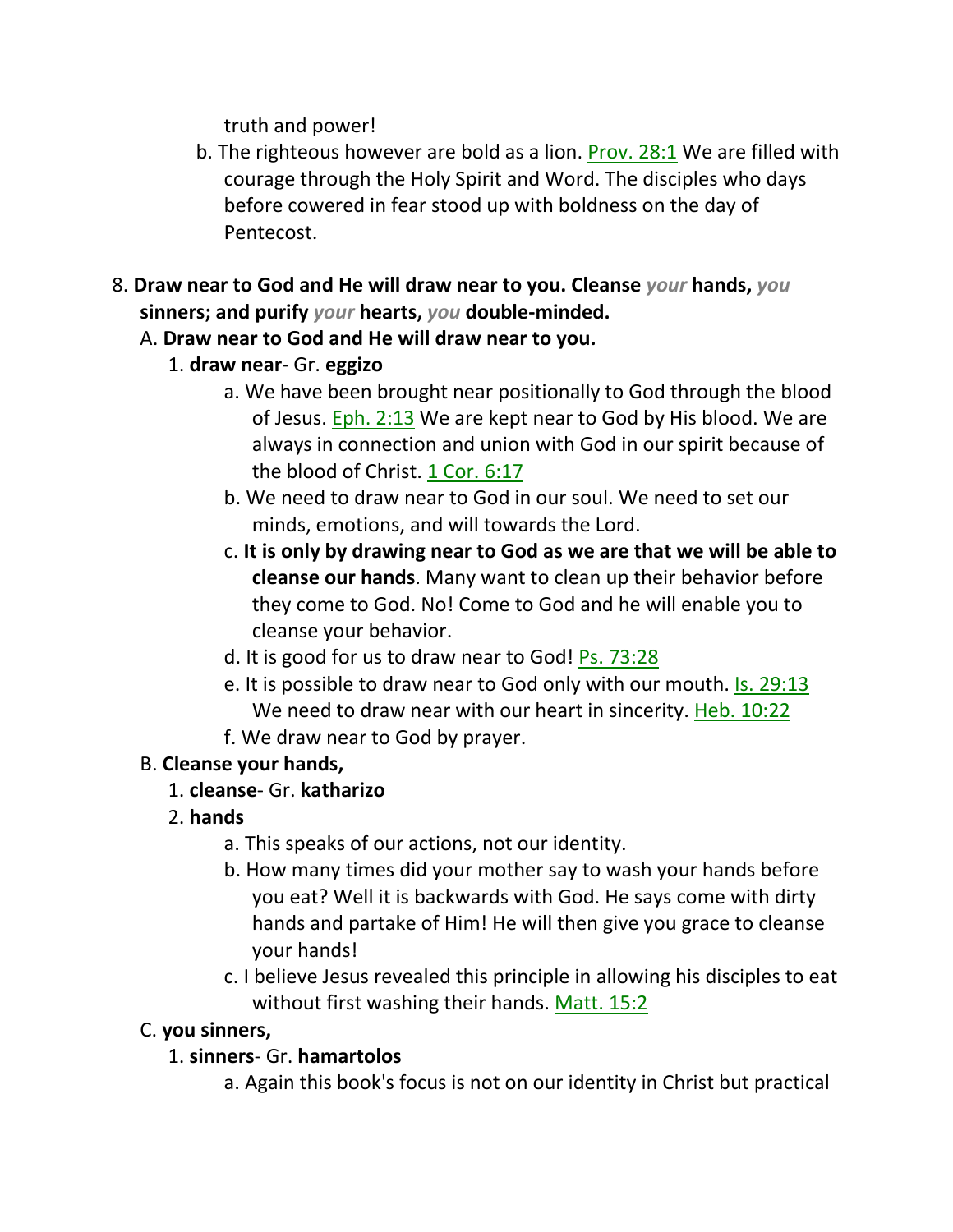truth and power!

b. The righteous however are bold as a lion. Prov. 28:1 We are filled with courage through the Holy Spirit and Word. The disciples who days before cowered in fear stood up with boldness on the day of Pentecost.

8. **Draw near to God and He will draw near to you. Cleanse *your* hands, *you* sinners; and purify *your* hearts, *you* double-minded.**

   A. **Draw near to God and He will draw near to you.**

      1. **draw near**- Gr. **eggizo**

         a. We have been brought near positionally to God through the blood of Jesus. Eph. 2:13 We are kept near to God by His blood. We are always in connection and union with God in our spirit because of the blood of Christ. 1 Cor. 6:17

         b. We need to draw near to God in our soul. We need to set our minds, emotions, and will towards the Lord.

         c. **It is only by drawing near to God as we are that we will be able to cleanse our hands**. Many want to clean up their behavior before they come to God. No! Come to God and he will enable you to cleanse your behavior.

         d. It is good for us to draw near to God! Ps. 73:28

         e. It is possible to draw near to God only with our mouth. Is. 29:13 We need to draw near with our heart in sincerity. Heb. 10:22

         f. We draw near to God by prayer.

   B. **Cleanse your hands,**

      1. **cleanse**- Gr. **katharizo**

      2. **hands**

         a. This speaks of our actions, not our identity.

         b. How many times did your mother say to wash your hands before you eat? Well it is backwards with God. He says come with dirty hands and partake of Him! He will then give you grace to cleanse your hands!

         c. I believe Jesus revealed this principle in allowing his disciples to eat without first washing their hands. Matt. 15:2

   C. **you sinners,**

      1. **sinners**- Gr. **hamartolos**

         a. Again this book's focus is not on our identity in Christ but practical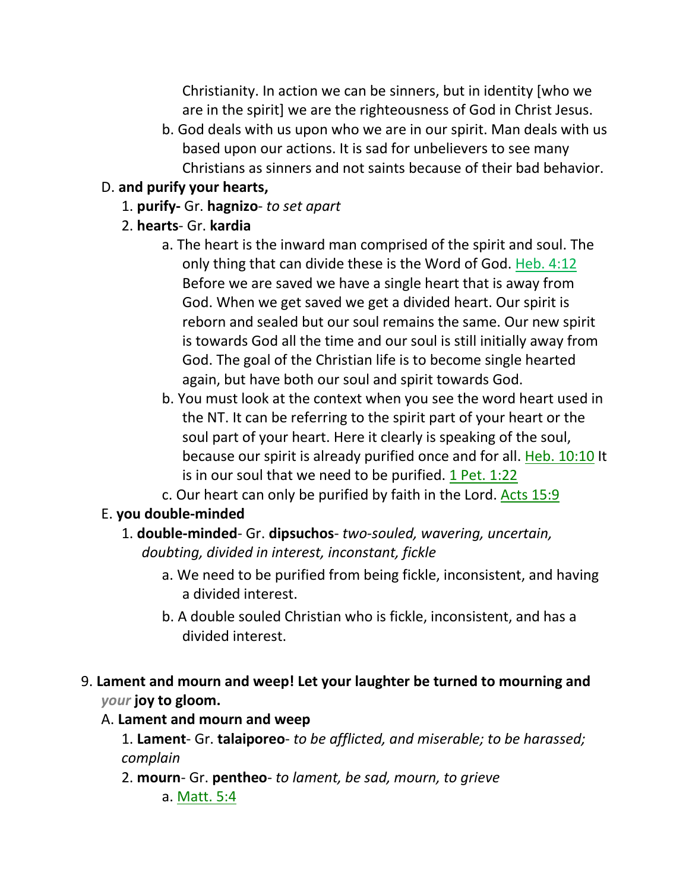Christianity. In action we can be sinners, but in identity [who we are in the spirit] we are the righteousness of God in Christ Jesus.

b. God deals with us upon who we are in our spirit. Man deals with us based upon our actions. It is sad for unbelievers to see many Christians as sinners and not saints because of their bad behavior.

D. **and purify your hearts,**

1. **purify-** Gr. **hagnizo**- *to set apart*

2. **hearts**- Gr. **kardia**

a. The heart is the inward man comprised of the spirit and soul. The only thing that can divide these is the Word of God. Heb. 4:12 Before we are saved we have a single heart that is away from God. When we get saved we get a divided heart. Our spirit is reborn and sealed but our soul remains the same. Our new spirit is towards God all the time and our soul is still initially away from God. The goal of the Christian life is to become single hearted again, but have both our soul and spirit towards God.

b. You must look at the context when you see the word heart used in the NT. It can be referring to the spirit part of your heart or the soul part of your heart. Here it clearly is speaking of the soul, because our spirit is already purified once and for all. Heb. 10:10 It is in our soul that we need to be purified. 1 Pet. 1:22

c. Our heart can only be purified by faith in the Lord. Acts 15:9

E. **you double-minded**

1. **double-minded**- Gr. **dipsuchos**- *two-souled, wavering, uncertain, doubting, divided in interest, inconstant, fickle*

a. We need to be purified from being fickle, inconsistent, and having a divided interest.

b. A double souled Christian who is fickle, inconsistent, and has a divided interest.

9. **Lament and mourn and weep! Let your laughter be turned to mourning and** *your* **joy to gloom.**

A. **Lament and mourn and weep**

1. **Lament**- Gr. **talaiporeo**- *to be afflicted, and miserable; to be harassed; complain*

2. **mourn**- Gr. **pentheo**- *to lament, be sad, mourn, to grieve*

a. Matt. 5:4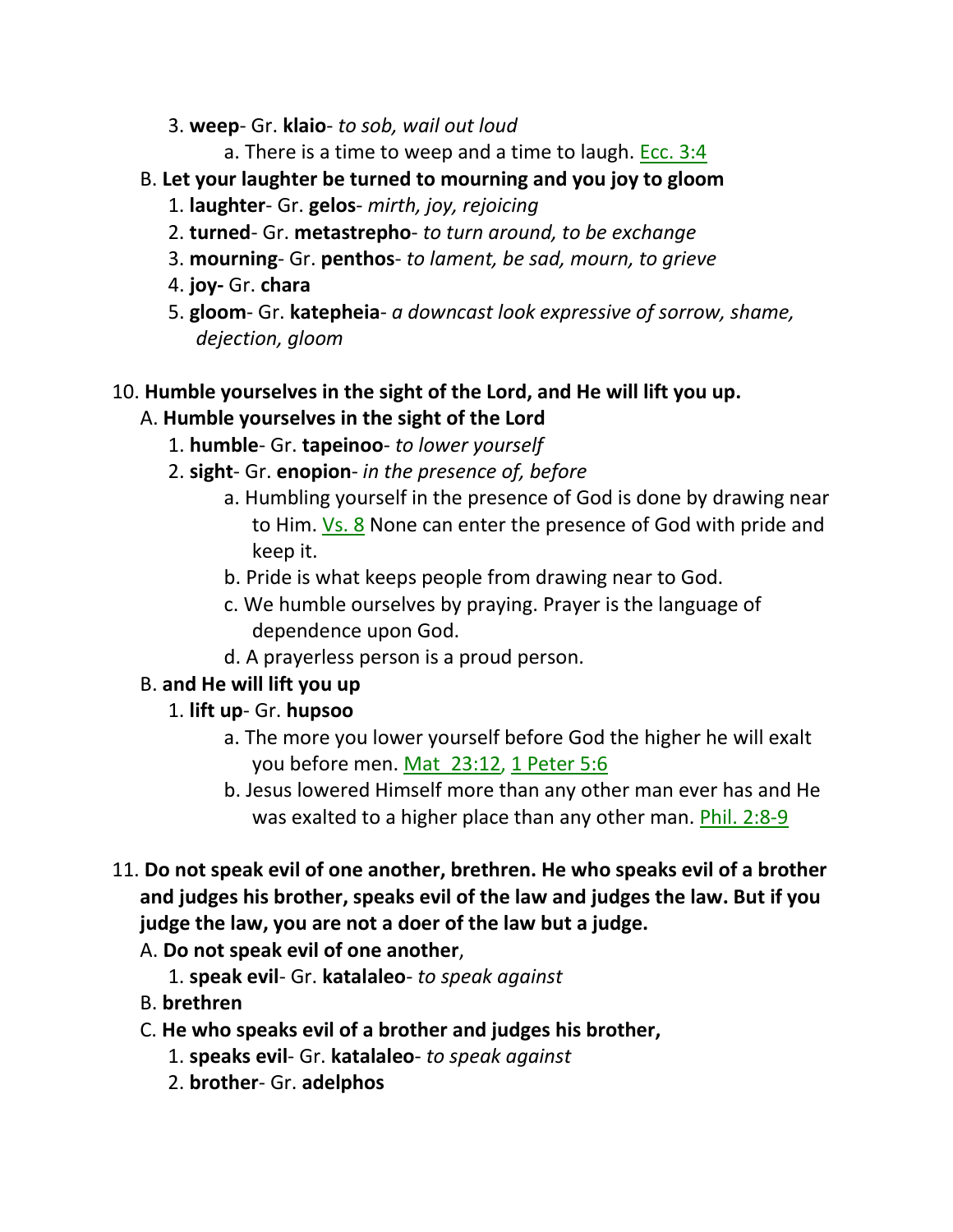3. **weep**- Gr. **klaio**- *to sob, wail out loud*
    a. There is a time to weep and a time to laugh. Ecc. 3:4

B. **Let your laughter be turned to mourning and you joy to gloom**
1. **laughter**- Gr. **gelos**- *mirth, joy, rejoicing*
2. **turned**- Gr. **metastrepho**- *to turn around, to be exchange*
3. **mourning**- Gr. **penthos**- *to lament, be sad, mourn, to grieve*
4. **joy-** Gr. **chara**
5. **gloom**- Gr. **katepheia**- *a downcast look expressive of sorrow, shame, dejection, gloom*

10. **Humble yourselves in the sight of the Lord, and He will lift you up.**

A. **Humble yourselves in the sight of the Lord**
1. **humble**- Gr. **tapeinoo**- *to lower yourself*
2. **sight**- Gr. **enopion**- *in the presence of, before*
    a. Humbling yourself in the presence of God is done by drawing near to Him. Vs. 8 None can enter the presence of God with pride and keep it.
    b. Pride is what keeps people from drawing near to God.
    c. We humble ourselves by praying. Prayer is the language of dependence upon God.
    d. A prayerless person is a proud person.

B. **and He will lift you up**
1. **lift up**- Gr. **hupsoo**
    a. The more you lower yourself before God the higher he will exalt you before men. Mat 23:12, 1 Peter 5:6
    b. Jesus lowered Himself more than any other man ever has and He was exalted to a higher place than any other man. Phil. 2:8-9

11. **Do not speak evil of one another, brethren. He who speaks evil of a brother and judges his brother, speaks evil of the law and judges the law. But if you judge the law, you are not a doer of the law but a judge.**

A. **Do not speak evil of one another**,
1. **speak evil**- Gr. **katalaleo**- *to speak against*

B. **brethren**

C. **He who speaks evil of a brother and judges his brother,**
1. **speaks evil**- Gr. **katalaleo**- *to speak against*
2. **brother**- Gr. **adelphos**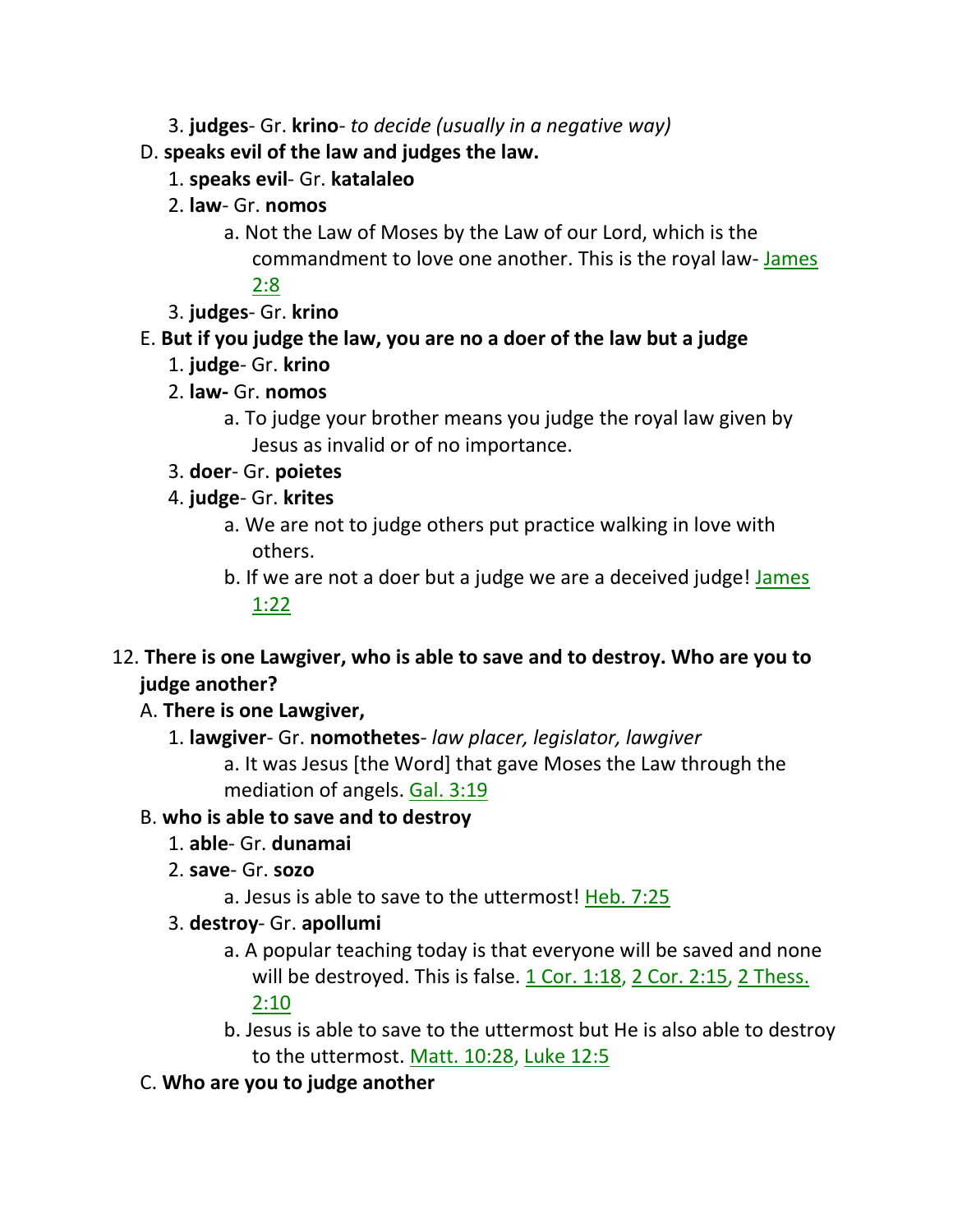3. **judges**- Gr. **krino**- *to decide (usually in a negative way)*

D. **speaks evil of the law and judges the law.**

1. **speaks evil**- Gr. **katalaleo**
2. **law**- Gr. **nomos**
   a. Not the Law of Moses by the Law of our Lord, which is the commandment to love one another. This is the royal law- James 2:8
3. **judges**- Gr. **krino**

E. **But if you judge the law, you are no a doer of the law but a judge**

1. **judge**- Gr. **krino**
2. **law-** Gr. **nomos**
   a. To judge your brother means you judge the royal law given by Jesus as invalid or of no importance.
3. **doer**- Gr. **poietes**
4. **judge**- Gr. **krites**
   a. We are not to judge others put practice walking in love with others.
   b. If we are not a doer but a judge we are a deceived judge! James 1:22

12. **There is one Lawgiver, who is able to save and to destroy. Who are you to judge another?**

A. **There is one Lawgiver,**

1. **lawgiver**- Gr. **nomothetes**- *law placer, legislator, lawgiver*
   a. It was Jesus [the Word] that gave Moses the Law through the mediation of angels. Gal. 3:19

B. **who is able to save and to destroy**

1. **able**- Gr. **dunamai**
2. **save**- Gr. **sozo**
   a. Jesus is able to save to the uttermost! Heb. 7:25
3. **destroy**- Gr. **apollumi**
   a. A popular teaching today is that everyone will be saved and none will be destroyed. This is false. 1 Cor. 1:18, 2 Cor. 2:15, 2 Thess. 2:10
   b. Jesus is able to save to the uttermost but He is also able to destroy to the uttermost. Matt. 10:28, Luke 12:5

C. **Who are you to judge another**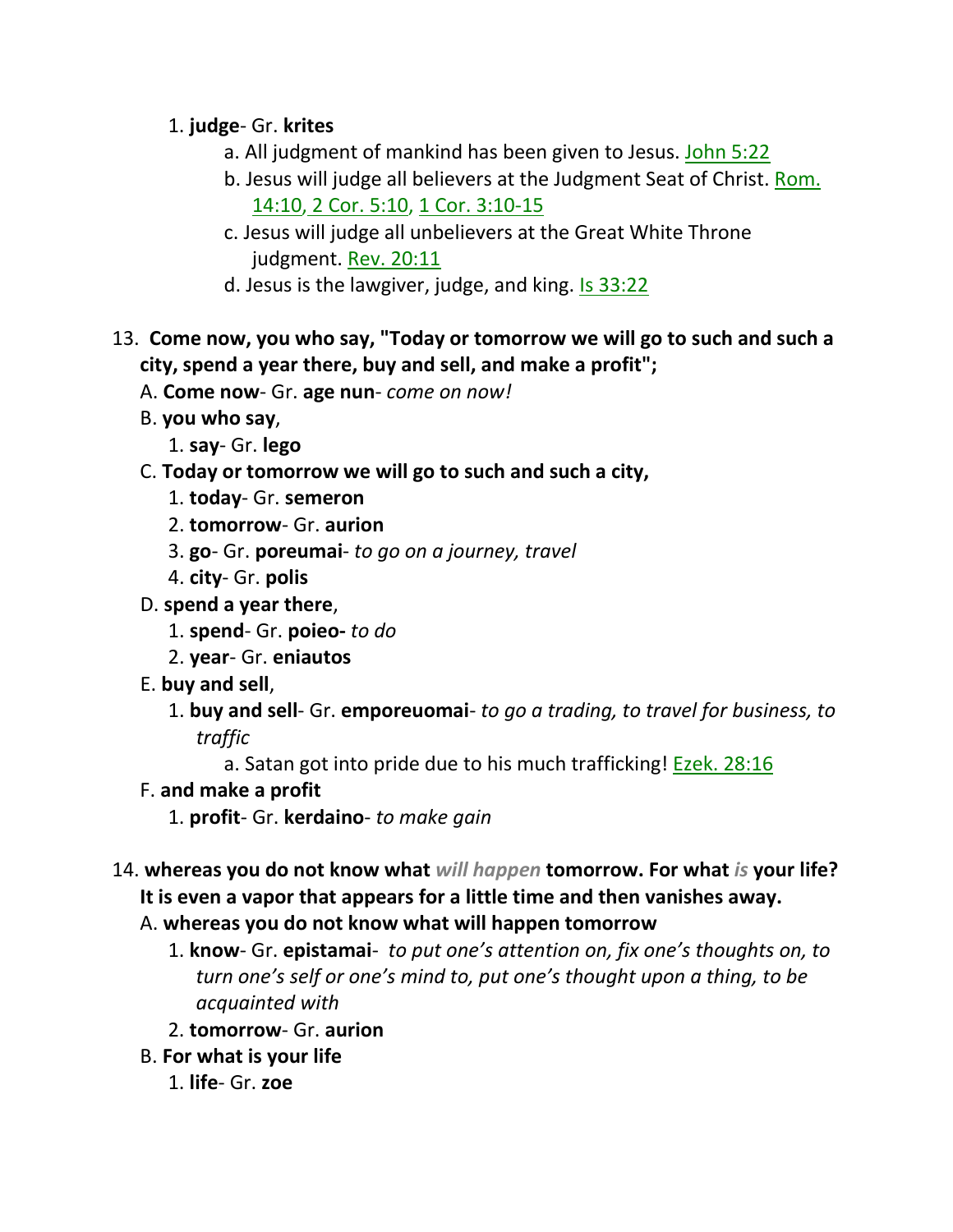1. **judge**- Gr. **krites**
    a. All judgment of mankind has been given to Jesus. John 5:22
    b. Jesus will judge all believers at the Judgment Seat of Christ. Rom. 14:10, 2 Cor. 5:10, 1 Cor. 3:10-15
    c. Jesus will judge all unbelievers at the Great White Throne judgment. Rev. 20:11
    d. Jesus is the lawgiver, judge, and king. Is 33:22

13. **Come now, you who say, "Today or tomorrow we will go to such and such a city, spend a year there, buy and sell, and make a profit";**

A. **Come now**- Gr. **age nun**- *come on now!*

B. **you who say**,
  1. **say**- Gr. **lego**

C. **Today or tomorrow we will go to such and such a city,**
  1. **today**- Gr. **semeron**
  2. **tomorrow**- Gr. **aurion**
  3. **go**- Gr. **poreumai**- *to go on a journey, travel*
  4. **city**- Gr. **polis**

D. **spend a year there**,
  1. **spend**- Gr. **poieo-** *to do*
  2. **year**- Gr. **eniautos**

E. **buy and sell**,
  1. **buy and sell**- Gr. **emporeuomai**- *to go a trading, to travel for business, to traffic*
    a. Satan got into pride due to his much trafficking! Ezek. 28:16

F. **and make a profit**
  1. **profit**- Gr. **kerdaino**- *to make gain*

14. **whereas you do not know what *will happen* tomorrow. For what *is* your life? It is even a vapor that appears for a little time and then vanishes away.**

A. **whereas you do not know what will happen tomorrow**
  1. **know**- Gr. **epistamai**- *to put one's attention on, fix one's thoughts on, to turn one's self or one's mind to, put one's thought upon a thing, to be acquainted with*
  2. **tomorrow**- Gr. **aurion**

B. **For what is your life**
  1. **life**- Gr. **zoe**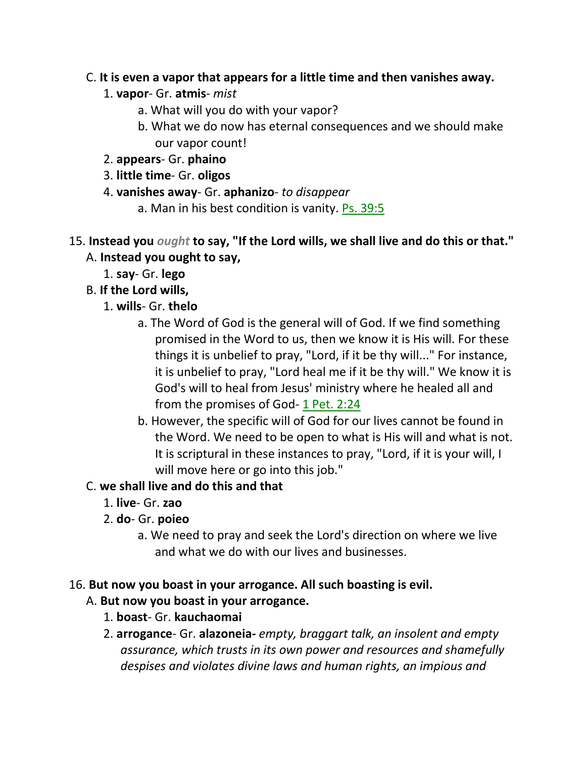C. **It is even a vapor that appears for a little time and then vanishes away.**

1. **vapor**- Gr. **atmis**- *mist*
    a. What will you do with your vapor?
    b. What we do now has eternal consequences and we should make our vapor count!
2. **appears**- Gr. **phaino**
3. **little time**- Gr. **oligos**
4. **vanishes away**- Gr. **aphanizo**- *to disappear*
    a. Man in his best condition is vanity. Ps. 39:5

15. **Instead you *ought* to say, "If the Lord wills, we shall live and do this or that."**

A. **Instead you ought to say,**

1. **say**- Gr. **lego**

B. **If the Lord wills,**

1. **wills**- Gr. **thelo**
    a. The Word of God is the general will of God. If we find something promised in the Word to us, then we know it is His will. For these things it is unbelief to pray, "Lord, if it be thy will..." For instance, it is unbelief to pray, "Lord heal me if it be thy will." We know it is God's will to heal from Jesus' ministry where he healed all and from the promises of God- 1 Pet. 2:24
    b. However, the specific will of God for our lives cannot be found in the Word. We need to be open to what is His will and what is not. It is scriptural in these instances to pray, "Lord, if it is your will, I will move here or go into this job."

C. **we shall live and do this and that**

1. **live**- Gr. **zao**
2. **do**- Gr. **poieo**
    a. We need to pray and seek the Lord's direction on where we live and what we do with our lives and businesses.

16. **But now you boast in your arrogance. All such boasting is evil.**

A. **But now you boast in your arrogance.**

1. **boast**- Gr. **kauchaomai**
2. **arrogance**- Gr. **alazoneia-** *empty, braggart talk, an insolent and empty assurance, which trusts in its own power and resources and shamefully despises and violates divine laws and human rights, an impious and*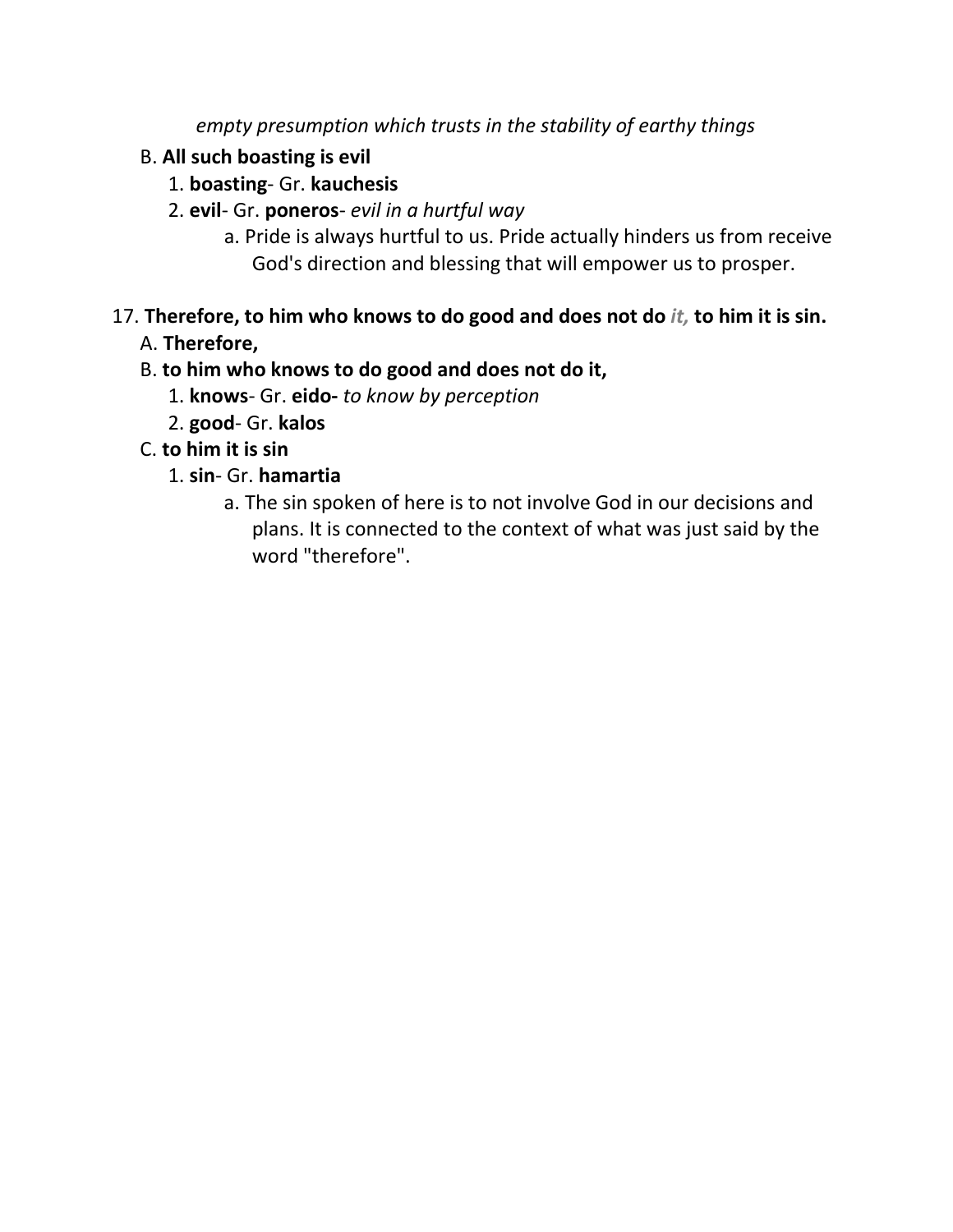*empty presumption which trusts in the stability of earthy things*

B. **All such boasting is evil**

1. **boasting**- Gr. **kauchesis**
2. **evil**- Gr. **poneros**- *evil in a hurtful way*
   a. Pride is always hurtful to us. Pride actually hinders us from receive God's direction and blessing that will empower us to prosper.

17. **Therefore, to him who knows to do good and does not do *it,* to him it is sin.**

A. **Therefore,**

B. **to him who knows to do good and does not do it,**

1. **knows**- Gr. **eido-** *to know by perception*
2. **good**- Gr. **kalos**

C. **to him it is sin**

1. **sin**- Gr. **hamartia**
   a. The sin spoken of here is to not involve God in our decisions and plans. It is connected to the context of what was just said by the word "therefore".